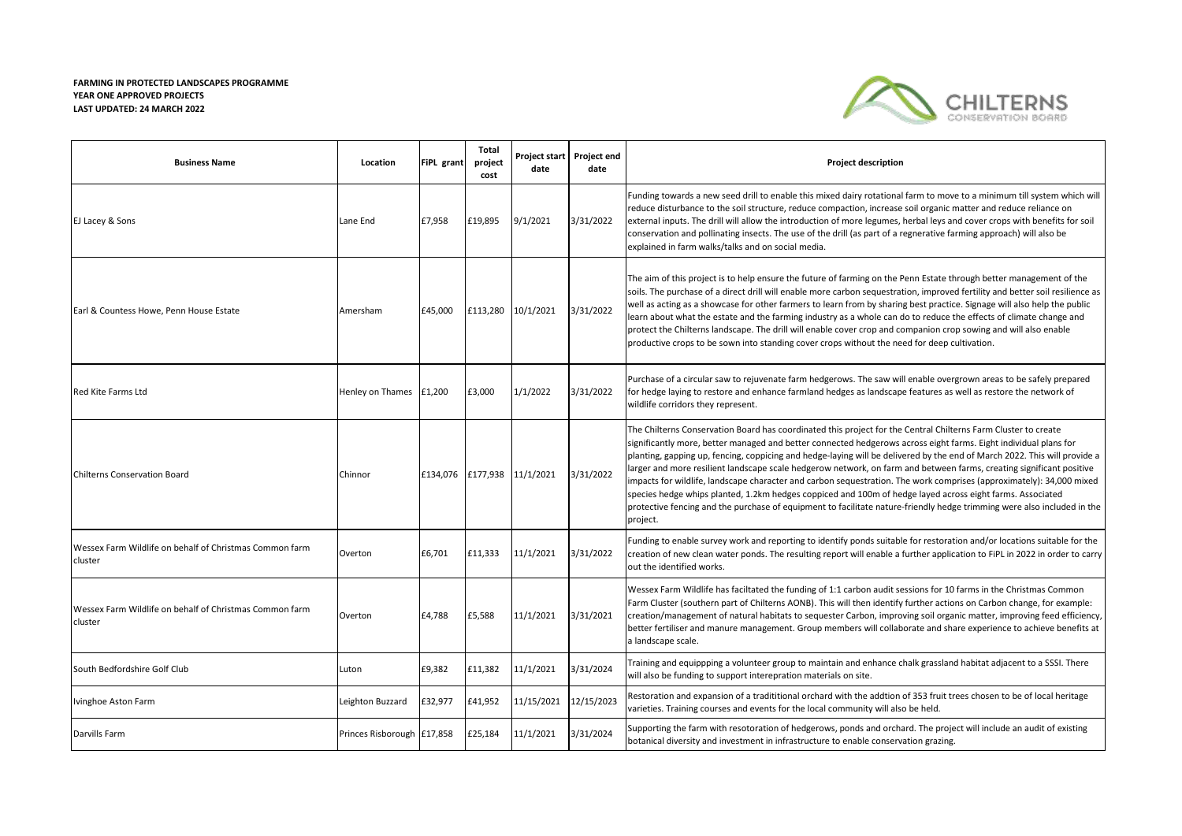**FARMING IN PROTECTED LANDSCAPES PROGRAMME**
**YEAR ONE APPROVED PROJECTS**
**LAST UPDATED: 24 MARCH 2022**

| Business Name | Location | FiPL grant | Total project cost | Project start date | Project end date | Project description |
|---|---|---|---|---|---|---|
| EJ Lacey & Sons | Lane End | £7,958 | £19,895 | 9/1/2021 | 3/31/2022 | Funding towards a new seed drill to enable this mixed dairy rotational farm to move to a minimum till system which will reduce disturbance to the soil structure, reduce compaction, increase soil organic matter and reduce reliance on external inputs. The drill will allow the introduction of more legumes, herbal leys and cover crops with benefits for soil conservation and pollinating insects. The use of the drill (as part of a regnerative farming approach) will also be explained in farm walks/talks and on social media. |
| Earl & Countess Howe, Penn House Estate | Amersham | £45,000 | £113,280 | 10/1/2021 | 3/31/2022 | The aim of this project is to help ensure the future of farming on the Penn Estate through better management of the soils. The purchase of a direct drill will enable more carbon sequestration, improved fertility and better soil resilience as well as acting as a showcase for other farmers to learn from by sharing best practice. Signage will also help the public learn about what the estate and the farming industry as a whole can do to reduce the effects of climate change and protect the Chilterns landscape. The drill will enable cover crop and companion crop sowing and will also enable productive crops to be sown into standing cover crops without the need for deep cultivation. |
| Red Kite Farms Ltd | Henley on Thames | £1,200 | £3,000 | 1/1/2022 | 3/31/2022 | Purchase of a circular saw to rejuvenate farm hedgerows. The saw will enable overgrown areas to be safely prepared for hedge laying to restore and enhance farmland hedges as landscape features as well as restore the network of wildlife corridors they represent. |
| Chilterns Conservation Board | Chinnor | £134,076 | £177,938 | 11/1/2021 | 3/31/2022 | The Chilterns Conservation Board has coordinated this project for the Central Chilterns Farm Cluster to create significantly more, better managed and better connected hedgerows across eight farms. Eight individual plans for planting, gapping up, fencing, coppicing and hedge-laying will be delivered by the end of March 2022. This will provide a larger and more resilient landscape scale hedgerow network, on farm and between farms, creating significant positive impacts for wildlife, landscape character and carbon sequestration. The work comprises (approximately): 34,000 mixed species hedge whips planted, 1.2km hedges coppiced and 100m of hedge layed across eight farms. Associated protective fencing and the purchase of equipment to facilitate nature-friendly hedge trimming were also included in the project. |
| Wessex Farm Wildlife on behalf of Christmas Common farm cluster | Overton | £6,701 | £11,333 | 11/1/2021 | 3/31/2022 | Funding to enable survey work and reporting to identify ponds suitable for restoration and/or locations suitable for the creation of new clean water ponds. The resulting report will enable a further application to FiPL in 2022 in order to carry out the identified works. |
| Wessex Farm Wildlife on behalf of Christmas Common farm cluster | Overton | £4,788 | £5,588 | 11/1/2021 | 3/31/2021 | Wessex Farm Wildlife has faciltated the funding of 1:1 carbon audit sessions for 10 farms in the Christmas Common Farm Cluster (southern part of Chilterns AONB). This will then identify further actions on Carbon change, for example: creation/management of natural habitats to sequester Carbon, improving soil organic matter, improving feed efficiency, better fertiliser and manure management. Group members will collaborate and share experience to achieve benefits at a landscape scale. |
| South Bedfordshire Golf Club | Luton | £9,382 | £11,382 | 11/1/2021 | 3/31/2024 | Training and equippping a volunteer group to maintain and enhance chalk grassland habitat adjacent to a SSSI. There will also be funding to support interepration materials on site. |
| Ivinghoe Aston Farm | Leighton Buzzard | £32,977 | £41,952 | 11/15/2021 | 12/15/2023 | Restoration and expansion of a tradititional orchard with the addtion of 353 fruit trees chosen to be of local heritage varieties. Training courses and events for the local community will also be held. |
| Darvills Farm | Princes Risborough | £17,858 | £25,184 | 11/1/2021 | 3/31/2024 | Supporting the farm with resotoration of hedgerows, ponds and orchard. The project will include an audit of existing botanical diversity and investment in infrastructure to enable conservation grazing. |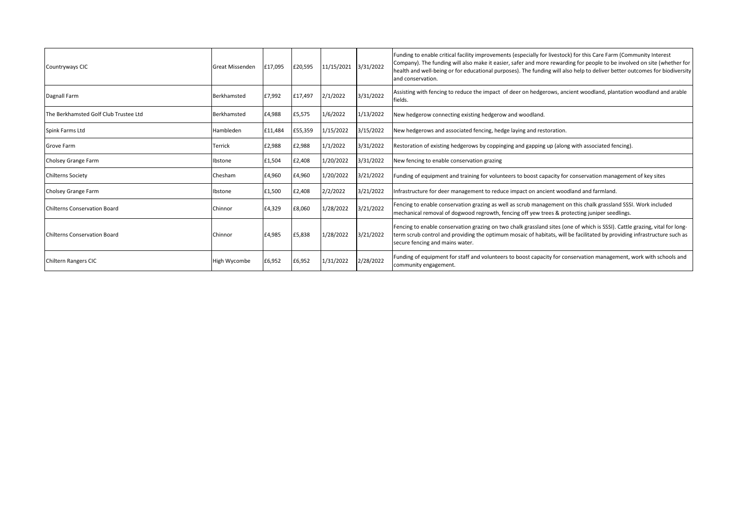| | | | | | | |
|---|---|---|---|---|---|---|
| Countryways CIC | Great Missenden | £17,095 | £20,595 | 11/15/2021 | 3/31/2022 | Funding to enable critical facility improvements (especially for livestock) for this Care Farm (Community Interest Company). The funding will also make it easier, safer and more rewarding for people to be involved on site (whether for health and well-being or for educational purposes). The funding will also help to deliver better outcomes for biodiversity and conservation. |
| Dagnall Farm | Berkhamsted | £7,992 | £17,497 | 2/1/2022 | 3/31/2022 | Assisting with fencing to reduce the impact of deer on hedgerows, ancient woodland, plantation woodland and arable fields. |
| The Berkhamsted Golf Club Trustee Ltd | Berkhamsted | £4,988 | £5,575 | 1/6/2022 | 1/13/2022 | New hedgerow connecting existing hedgerow and woodland. |
| Spink Farms Ltd | Hambleden | £11,484 | £55,359 | 1/15/2022 | 3/15/2022 | New hedgerows and associated fencing, hedge laying and restoration. |
| Grove Farm | Terrick | £2,988 | £2,988 | 1/1/2022 | 3/31/2022 | Restoration of existing hedgerows by coppinging and gapping up (along with associated fencing). |
| Cholsey Grange Farm | Ibstone | £1,504 | £2,408 | 1/20/2022 | 3/31/2022 | New fencing to enable conservation grazing |
| Chilterns Society | Chesham | £4,960 | £4,960 | 1/20/2022 | 3/21/2022 | Funding of equipment and training for volunteers to boost capacity for conservation management of key sites |
| Cholsey Grange Farm | Ibstone | £1,500 | £2,408 | 2/2/2022 | 3/21/2022 | Infrastructure for deer management to reduce impact on ancient woodland and farmland. |
| Chilterns Conservation Board | Chinnor | £4,329 | £8,060 | 1/28/2022 | 3/21/2022 | Fencing to enable conservation grazing as well as scrub management on this chalk grassland SSSI. Work included mechanical removal of dogwood regrowth, fencing off yew trees & protecting juniper seedlings. |
| Chilterns Conservation Board | Chinnor | £4,985 | £5,838 | 1/28/2022 | 3/21/2022 | Fencing to enable conservation grazing on two chalk grassland sites (one of which is SSSI). Cattle grazing, vital for long-term scrub control and providing the optimum mosaic of habitats, will be facilitated by providing infrastructure such as secure fencing and mains water. |
| Chiltern Rangers CIC | High Wycombe | £6,952 | £6,952 | 1/31/2022 | 2/28/2022 | Funding of equipment for staff and volunteers to boost capacity for conservation management, work with schools and community engagement. |